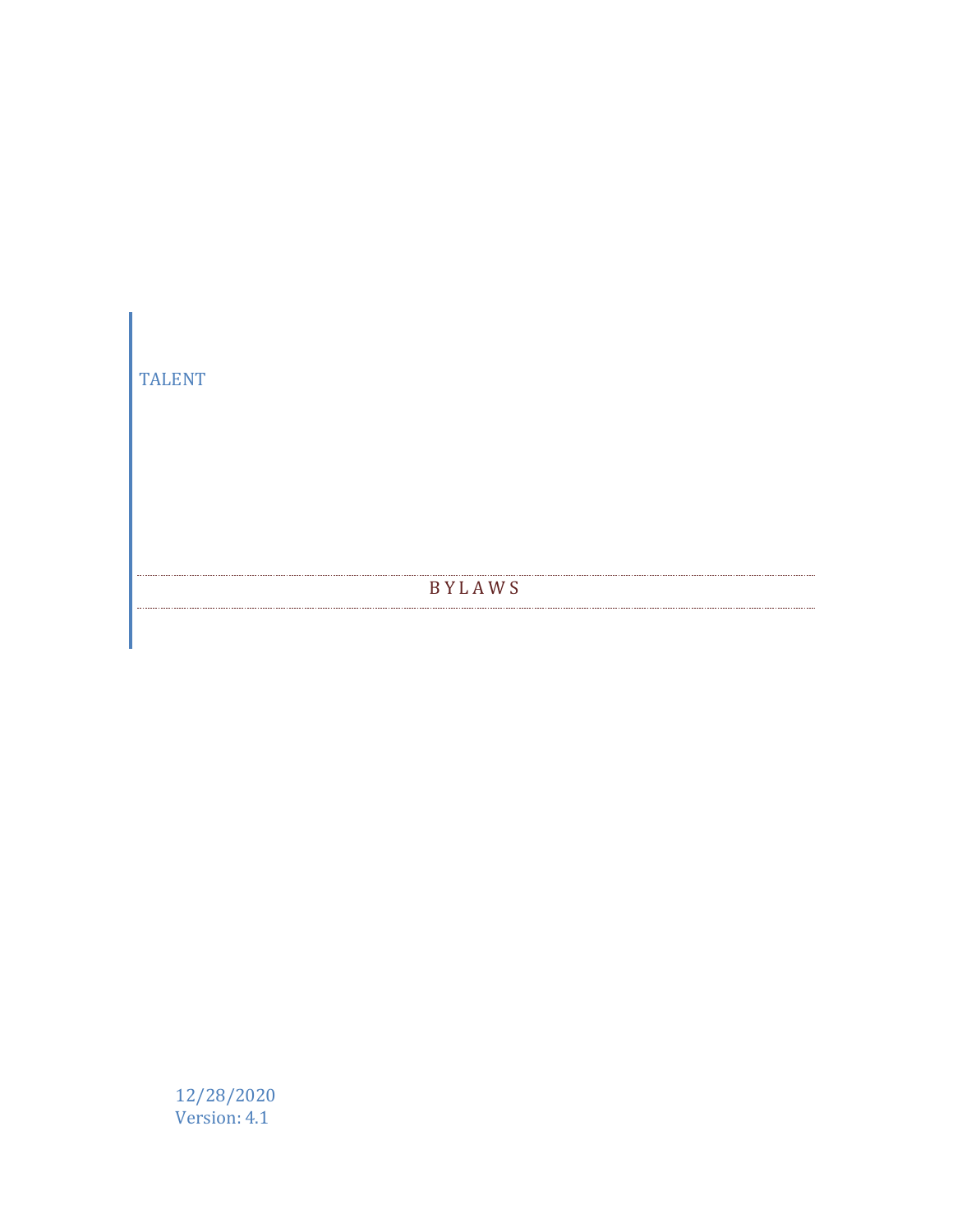TALENT

# BYLAWS

12/28/2020
Version: 4.1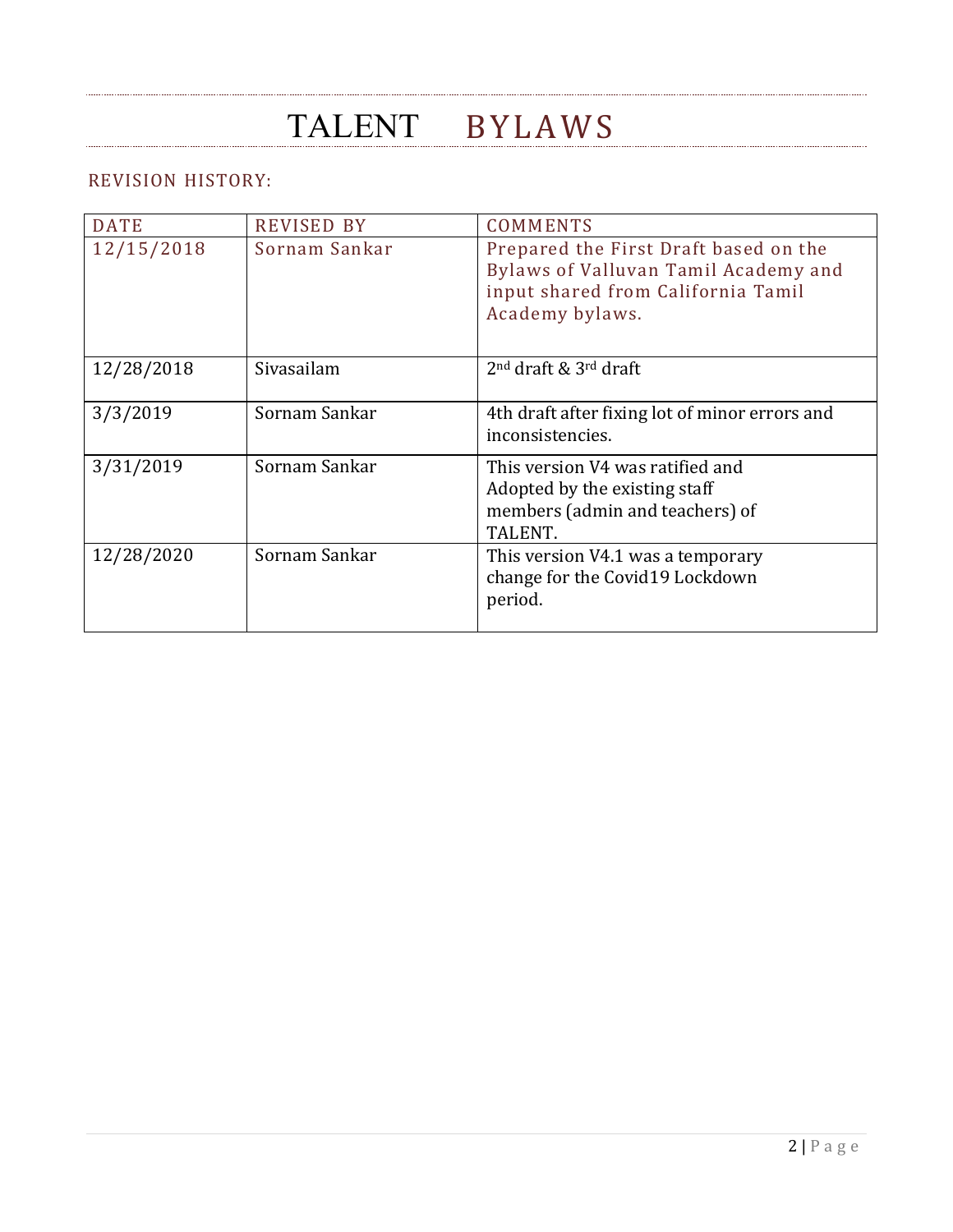# TALENT BYLAWS

## REVISION HISTORY:

| DATE | REVISED BY | COMMENTS |
|---|---|---|
| 12/15/2018 | Sornam Sankar | Prepared the First Draft based on the Bylaws of Valluvan Tamil Academy and input shared from California Tamil Academy bylaws. |
| 12/28/2018 | Sivasailam | 2nd draft & 3rd draft |
| 3/3/2019 | Sornam Sankar | 4th draft after fixing lot of minor errors and inconsistencies. |
| 3/31/2019 | Sornam Sankar | This version V4 was ratified and Adopted by the existing staff members (admin and teachers) of TALENT. |
| 12/28/2020 | Sornam Sankar | This version V4.1 was a temporary change for the Covid19 Lockdown period. |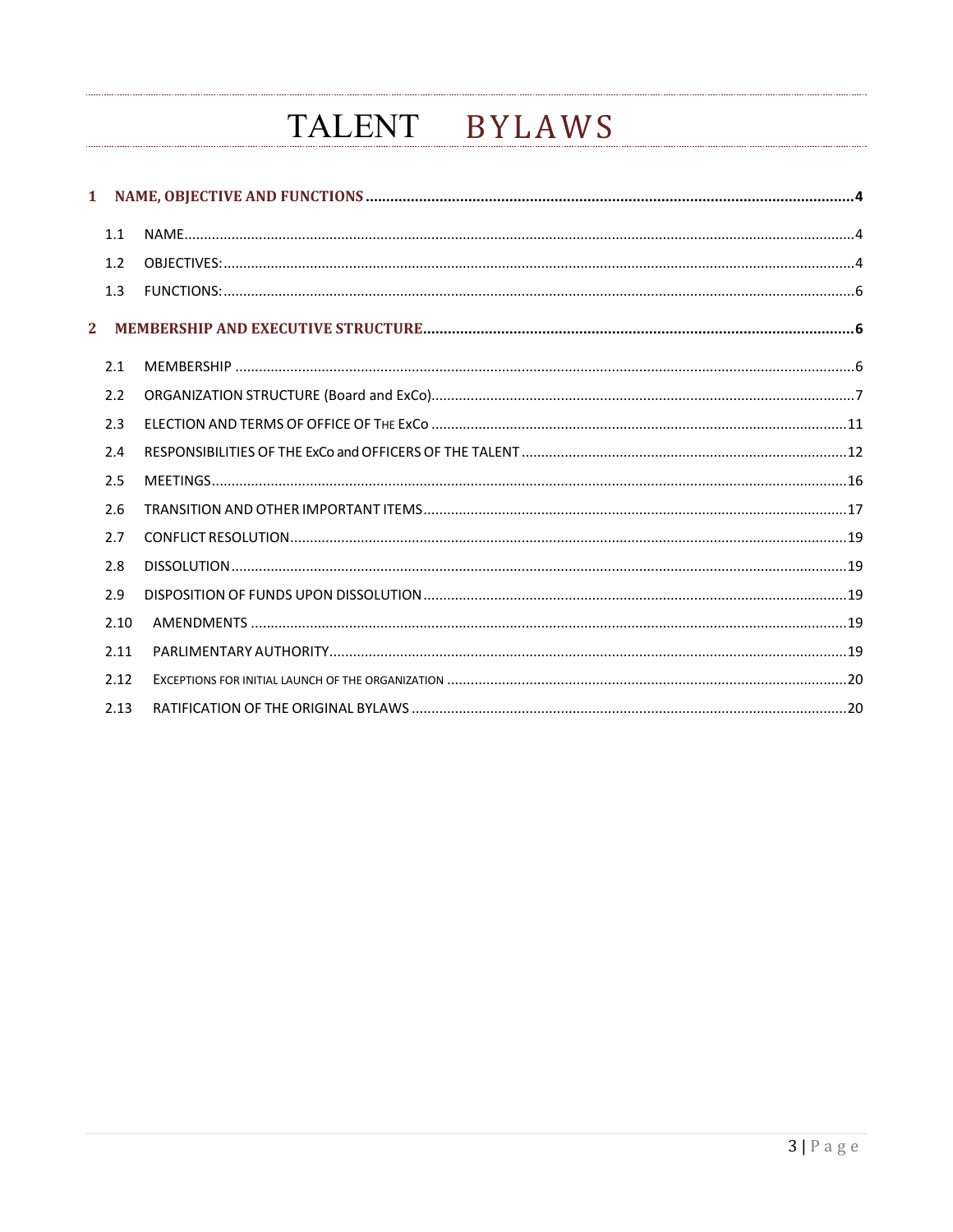# TALENT BYLAWS

1 NAME, OBJECTIVE AND FUNCTIONS ..... 4

- 1.1 NAME ..... 4
- 1.2 OBJECTIVES: ..... 4
- 1.3 FUNCTIONS: ..... 6

2 MEMBERSHIP AND EXECUTIVE STRUCTURE ..... 6

- 2.1 MEMBERSHIP ..... 6
- 2.2 ORGANIZATION STRUCTURE (Board and ExCo) ..... 7
- 2.3 ELECTION AND TERMS OF OFFICE OF THE ExCo ..... 11
- 2.4 RESPONSIBILITIES OF THE ExCo and OFFICERS OF THE TALENT ..... 12
- 2.5 MEETINGS ..... 16
- 2.6 TRANSITION AND OTHER IMPORTANT ITEMS ..... 17
- 2.7 CONFLICT RESOLUTION ..... 19
- 2.8 DISSOLUTION ..... 19
- 2.9 DISPOSITION OF FUNDS UPON DISSOLUTION ..... 19
- 2.10 AMENDMENTS ..... 19
- 2.11 PARLIMENTARY AUTHORITY ..... 19
- 2.12 EXCEPTIONS FOR INITIAL LAUNCH OF THE ORGANIZATION ..... 20
- 2.13 RATIFICATION OF THE ORIGINAL BYLAWS ..... 20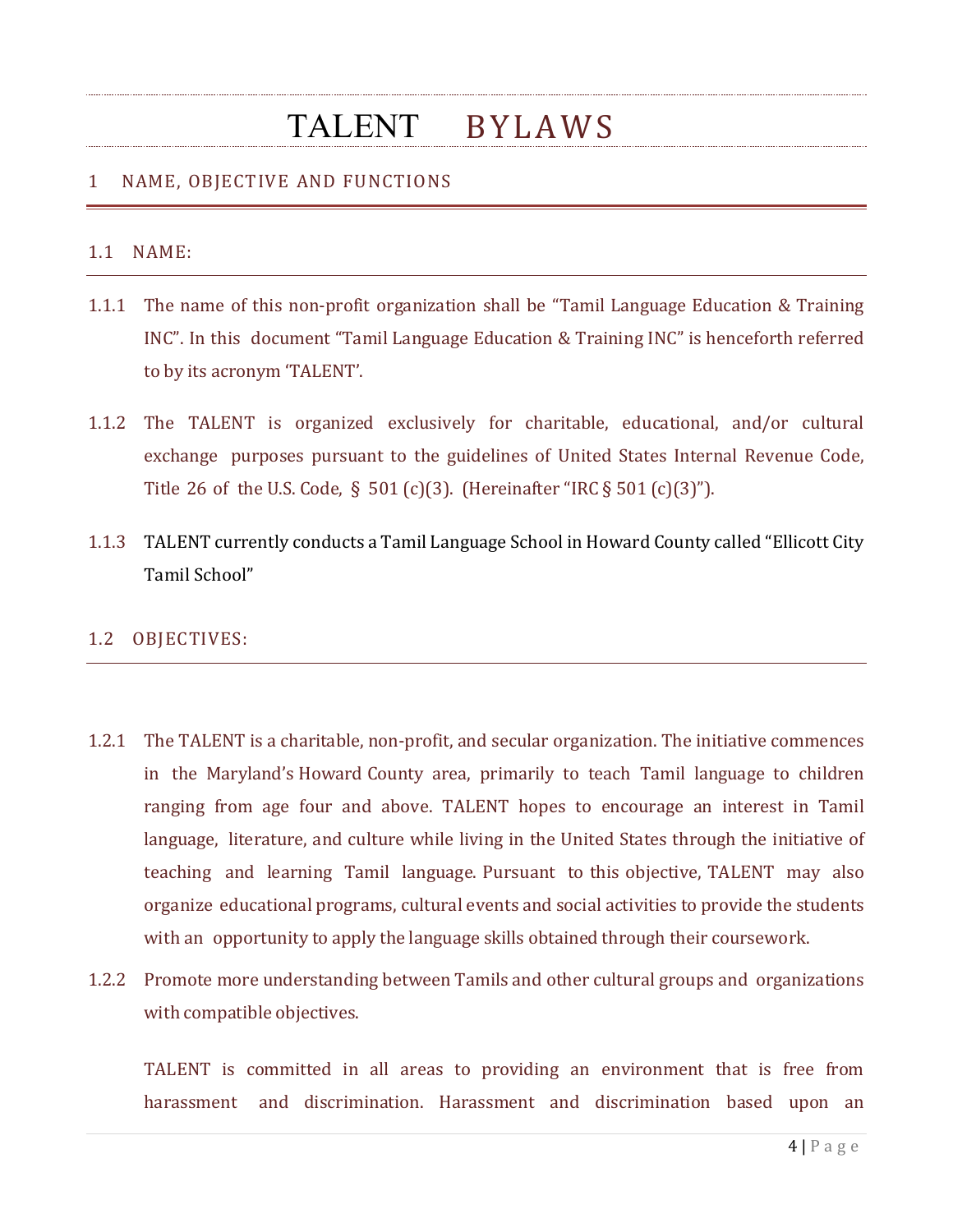# TALENT BYLAWS

## 1 NAME, OBJECTIVE AND FUNCTIONS

### 1.1 NAME:

1.1.1 The name of this non-profit organization shall be "Tamil Language Education & Training INC". In this document "Tamil Language Education & Training INC" is henceforth referred to by its acronym 'TALENT'.

1.1.2 The TALENT is organized exclusively for charitable, educational, and/or cultural exchange purposes pursuant to the guidelines of United States Internal Revenue Code, Title 26 of the U.S. Code, § 501 (c)(3). (Hereinafter "IRC § 501 (c)(3)").

1.1.3 TALENT currently conducts a Tamil Language School in Howard County called "Ellicott City Tamil School"

### 1.2 OBJECTIVES:

1.2.1 The TALENT is a charitable, non-profit, and secular organization. The initiative commences in the Maryland's Howard County area, primarily to teach Tamil language to children ranging from age four and above. TALENT hopes to encourage an interest in Tamil language, literature, and culture while living in the United States through the initiative of teaching and learning Tamil language. Pursuant to this objective, TALENT may also organize educational programs, cultural events and social activities to provide the students with an opportunity to apply the language skills obtained through their coursework.

1.2.2 Promote more understanding between Tamils and other cultural groups and organizations with compatible objectives.

TALENT is committed in all areas to providing an environment that is free from harassment and discrimination. Harassment and discrimination based upon an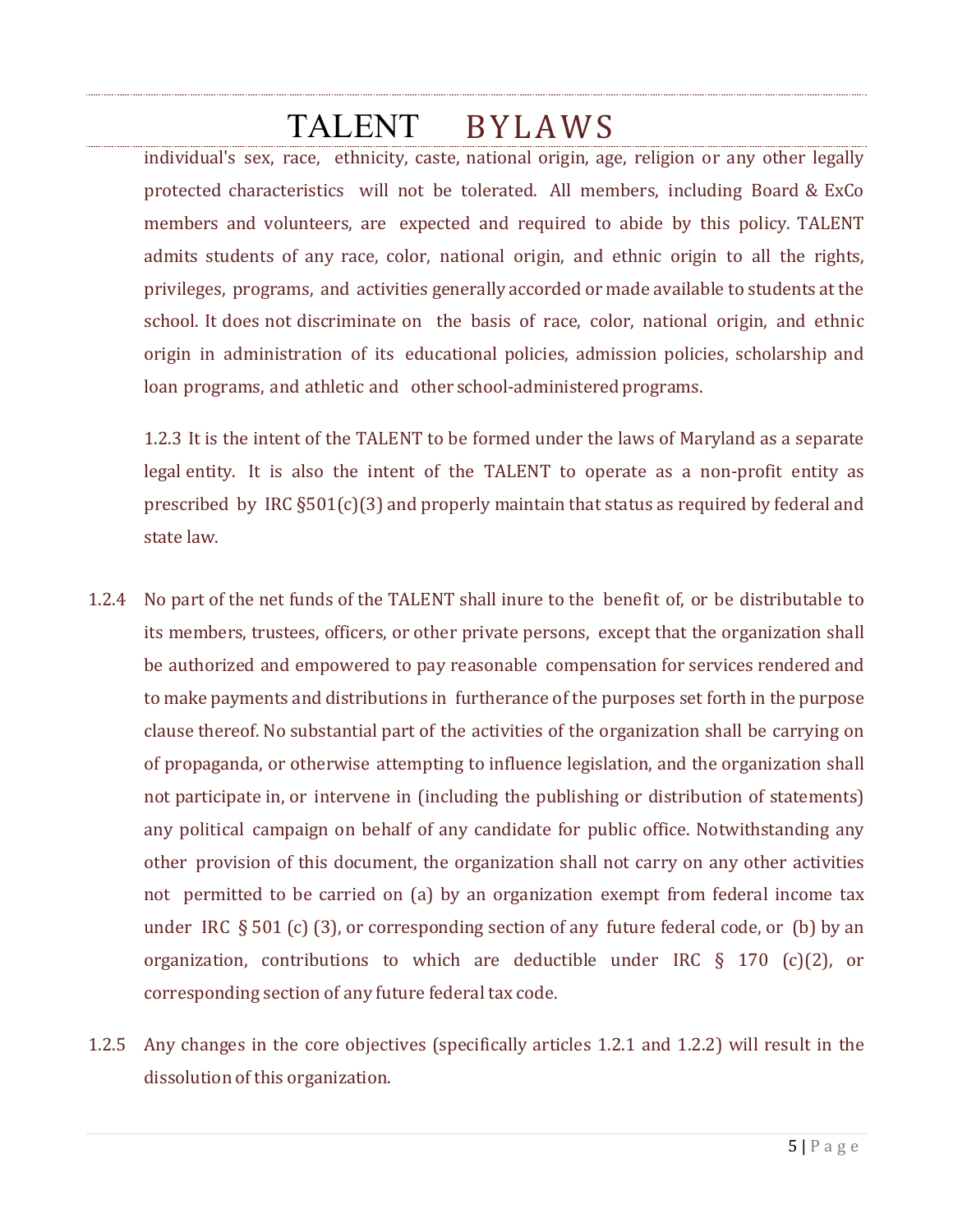individual's sex, race, ethnicity, caste, national origin, age, religion or any other legally protected characteristics will not be tolerated. All members, including Board & ExCo members and volunteers, are expected and required to abide by this policy. TALENT admits students of any race, color, national origin, and ethnic origin to all the rights, privileges, programs, and activities generally accorded or made available to students at the school. It does not discriminate on the basis of race, color, national origin, and ethnic origin in administration of its educational policies, admission policies, scholarship and loan programs, and athletic and other school-administered programs.

1.2.3 It is the intent of the TALENT to be formed under the laws of Maryland as a separate legal entity. It is also the intent of the TALENT to operate as a non-profit entity as prescribed by IRC §501(c)(3) and properly maintain that status as required by federal and state law.

1.2.4 No part of the net funds of the TALENT shall inure to the benefit of, or be distributable to its members, trustees, officers, or other private persons, except that the organization shall be authorized and empowered to pay reasonable compensation for services rendered and to make payments and distributions in furtherance of the purposes set forth in the purpose clause thereof. No substantial part of the activities of the organization shall be carrying on of propaganda, or otherwise attempting to influence legislation, and the organization shall not participate in, or intervene in (including the publishing or distribution of statements) any political campaign on behalf of any candidate for public office. Notwithstanding any other provision of this document, the organization shall not carry on any other activities not permitted to be carried on (a) by an organization exempt from federal income tax under IRC § 501 (c) (3), or corresponding section of any future federal code, or (b) by an organization, contributions to which are deductible under IRC § 170 (c)(2), or corresponding section of any future federal tax code.

1.2.5 Any changes in the core objectives (specifically articles 1.2.1 and 1.2.2) will result in the dissolution of this organization.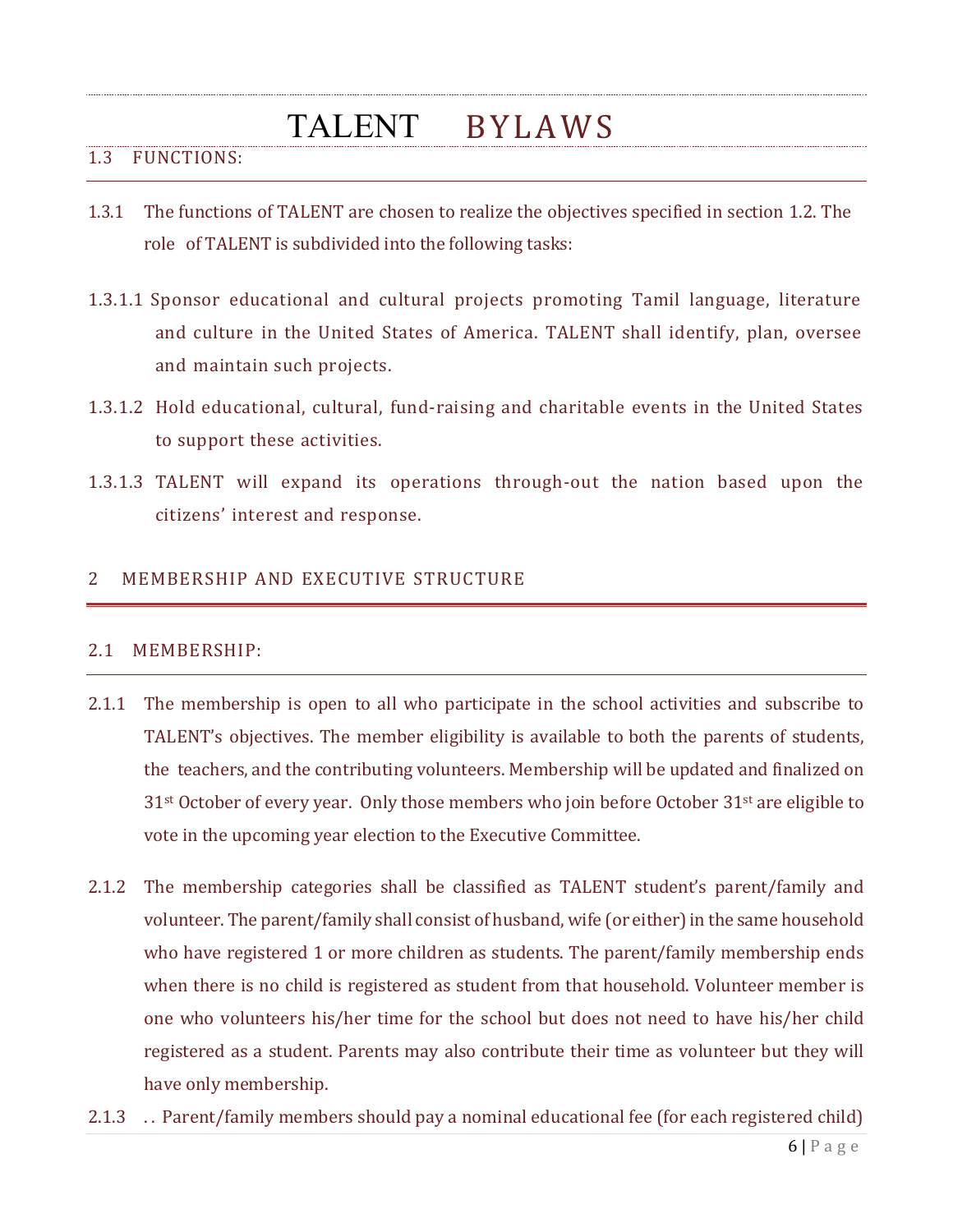### 1.3 FUNCTIONS:

1.3.1 The functions of TALENT are chosen to realize the objectives specified in section 1.2. The role of TALENT is subdivided into the following tasks:

1.3.1.1 Sponsor educational and cultural projects promoting Tamil language, literature and culture in the United States of America. TALENT shall identify, plan, oversee and maintain such projects.

1.3.1.2 Hold educational, cultural, fund-raising and charitable events in the United States to support these activities.

1.3.1.3 TALENT will expand its operations through-out the nation based upon the citizens' interest and response.

## 2 MEMBERSHIP AND EXECUTIVE STRUCTURE

### 2.1 MEMBERSHIP:

2.1.1 The membership is open to all who participate in the school activities and subscribe to TALENT's objectives. The member eligibility is available to both the parents of students, the teachers, and the contributing volunteers. Membership will be updated and finalized on 31st October of every year. Only those members who join before October 31st are eligible to vote in the upcoming year election to the Executive Committee.

2.1.2 The membership categories shall be classified as TALENT student's parent/family and volunteer. The parent/family shall consist of husband, wife (or either) in the same household who have registered 1 or more children as students. The parent/family membership ends when there is no child is registered as student from that household. Volunteer member is one who volunteers his/her time for the school but does not need to have his/her child registered as a student. Parents may also contribute their time as volunteer but they will have only membership.

2.1.3 . . Parent/family members should pay a nominal educational fee (for each registered child)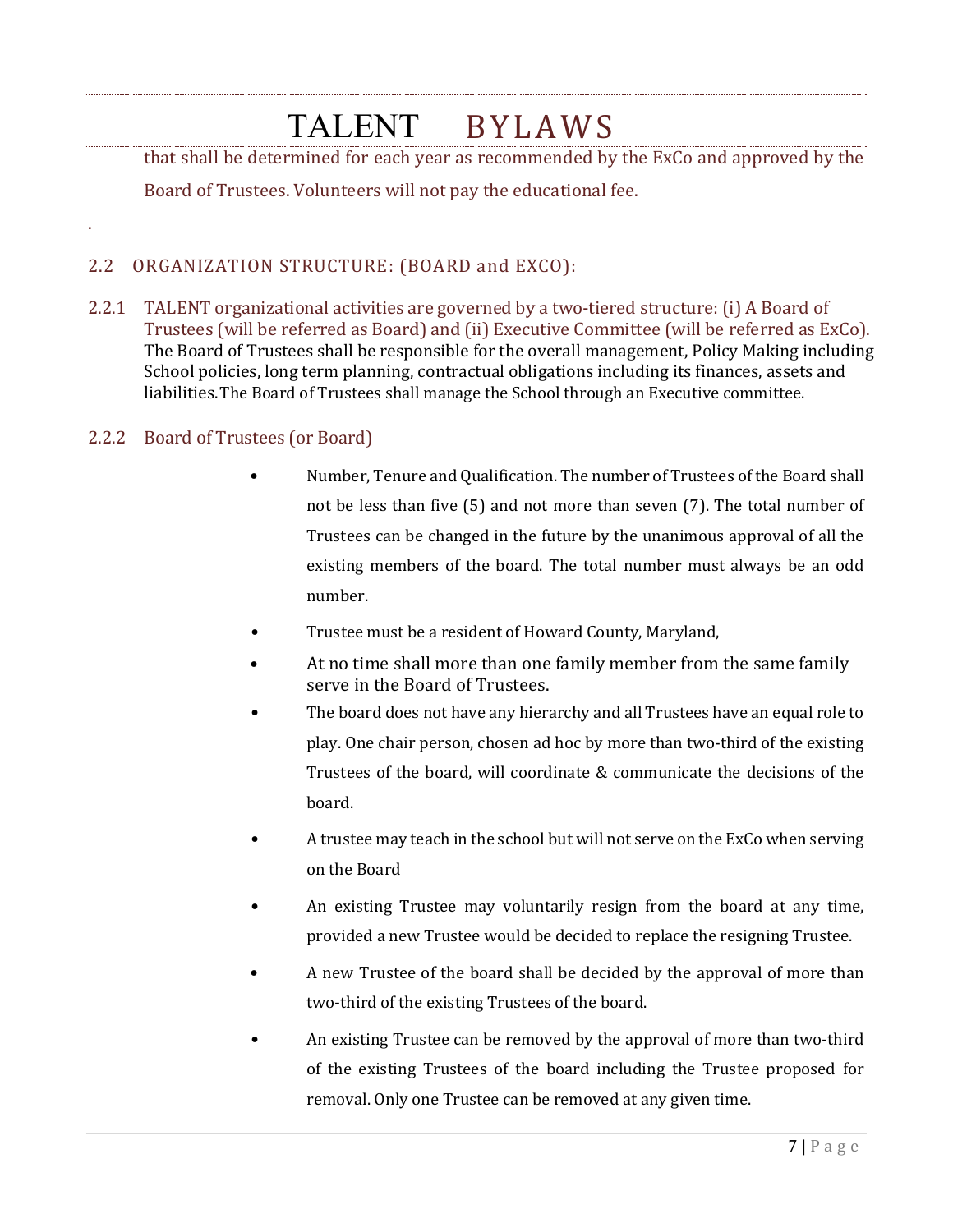that shall be determined for each year as recommended by the ExCo and approved by the Board of Trustees. Volunteers will not pay the educational fee.

.

## 2.2 ORGANIZATION STRUCTURE: (BOARD and EXCO):

2.2.1 TALENT organizational activities are governed by a two-tiered structure: (i) A Board of Trustees (will be referred as Board) and (ii) Executive Committee (will be referred as ExCo). The Board of Trustees shall be responsible for the overall management, Policy Making including School policies, long term planning, contractual obligations including its finances, assets and liabilities.The Board of Trustees shall manage the School through an Executive committee.

### 2.2.2 Board of Trustees (or Board)

- Number, Tenure and Qualification. The number of Trustees of the Board shall not be less than five (5) and not more than seven (7). The total number of Trustees can be changed in the future by the unanimous approval of all the existing members of the board. The total number must always be an odd number.
- Trustee must be a resident of Howard County, Maryland,
- At no time shall more than one family member from the same family serve in the Board of Trustees.
- The board does not have any hierarchy and all Trustees have an equal role to play. One chair person, chosen ad hoc by more than two-third of the existing Trustees of the board, will coordinate & communicate the decisions of the board.
- A trustee may teach in the school but will not serve on the ExCo when serving on the Board
- An existing Trustee may voluntarily resign from the board at any time, provided a new Trustee would be decided to replace the resigning Trustee.
- A new Trustee of the board shall be decided by the approval of more than two-third of the existing Trustees of the board.
- An existing Trustee can be removed by the approval of more than two-third of the existing Trustees of the board including the Trustee proposed for removal. Only one Trustee can be removed at any given time.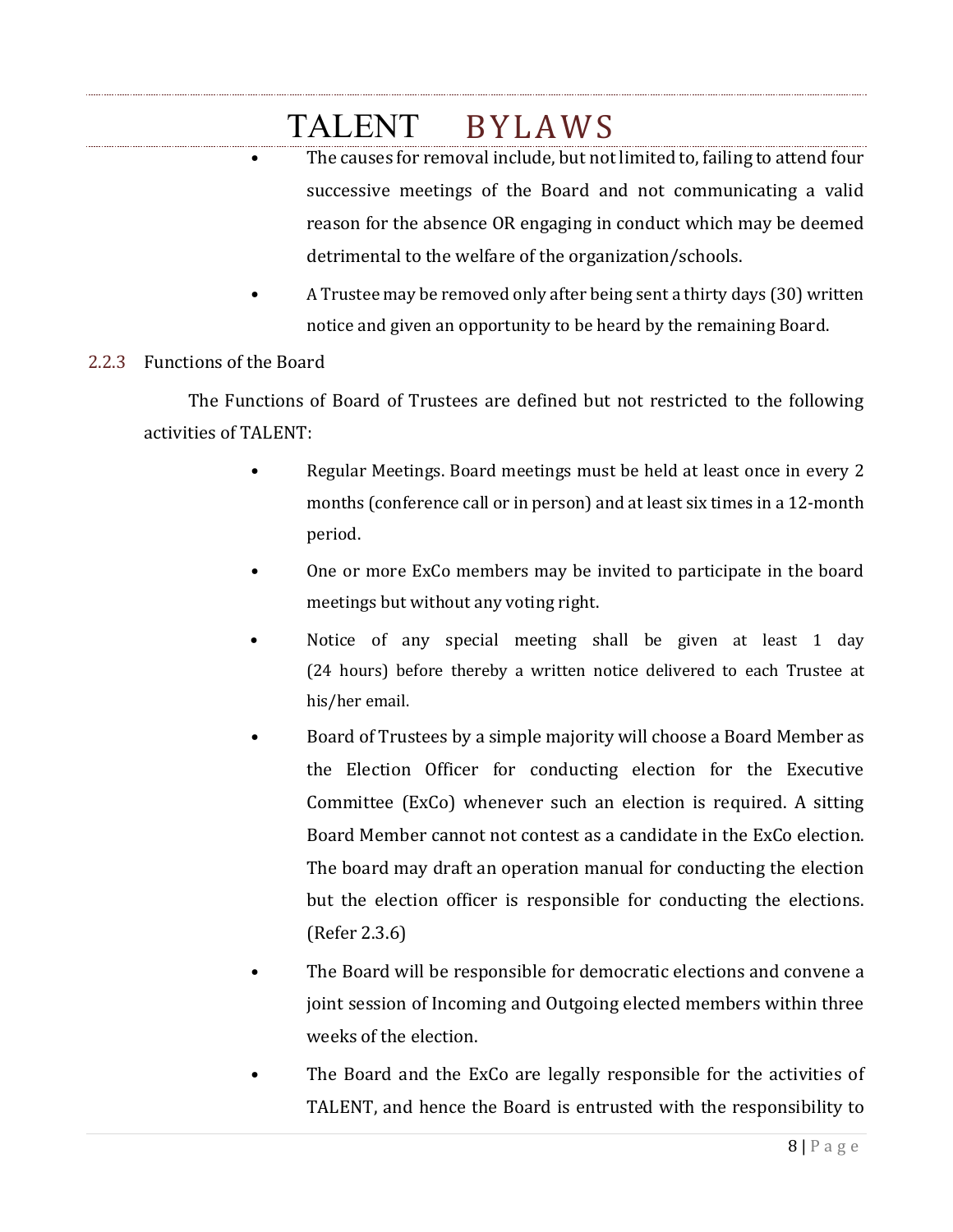- The causes for removal include, but not limited to, failing to attend four successive meetings of the Board and not communicating a valid reason for the absence OR engaging in conduct which may be deemed detrimental to the welfare of the organization/schools.
- A Trustee may be removed only after being sent a thirty days (30) written notice and given an opportunity to be heard by the remaining Board.

### 2.2.3 Functions of the Board

The Functions of Board of Trustees are defined but not restricted to the following activities of TALENT:

- Regular Meetings. Board meetings must be held at least once in every 2 months (conference call or in person) and at least six times in a 12-month period.
- One or more ExCo members may be invited to participate in the board meetings but without any voting right.
- Notice of any special meeting shall be given at least 1 day (24 hours) before thereby a written notice delivered to each Trustee at his/her email.
- Board of Trustees by a simple majority will choose a Board Member as the Election Officer for conducting election for the Executive Committee (ExCo) whenever such an election is required. A sitting Board Member cannot not contest as a candidate in the ExCo election. The board may draft an operation manual for conducting the election but the election officer is responsible for conducting the elections. (Refer 2.3.6)
- The Board will be responsible for democratic elections and convene a joint session of Incoming and Outgoing elected members within three weeks of the election.
- The Board and the ExCo are legally responsible for the activities of TALENT, and hence the Board is entrusted with the responsibility to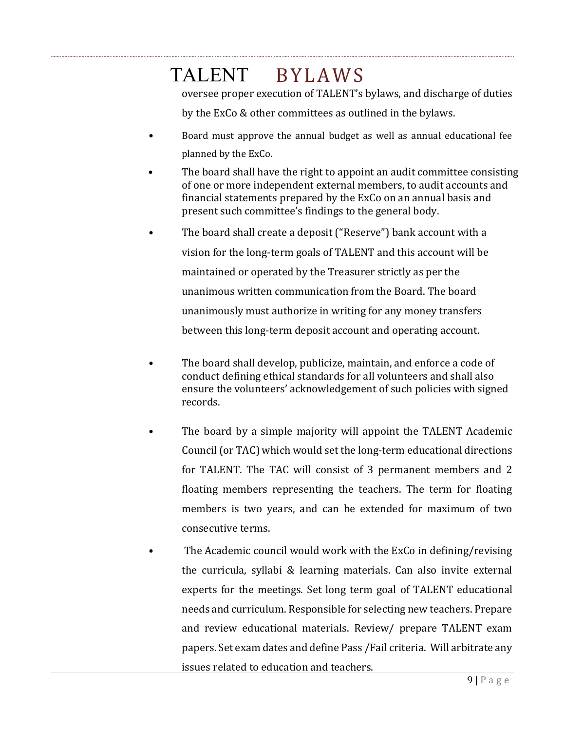oversee proper execution of TALENT's bylaws, and discharge of duties by the ExCo & other committees as outlined in the bylaws.

- Board must approve the annual budget as well as annual educational fee planned by the ExCo.
- The board shall have the right to appoint an audit committee consisting of one or more independent external members, to audit accounts and financial statements prepared by the ExCo on an annual basis and present such committee's findings to the general body.
- The board shall create a deposit ("Reserve") bank account with a vision for the long-term goals of TALENT and this account will be maintained or operated by the Treasurer strictly as per the unanimous written communication from the Board. The board unanimously must authorize in writing for any money transfers between this long-term deposit account and operating account.
- The board shall develop, publicize, maintain, and enforce a code of conduct defining ethical standards for all volunteers and shall also ensure the volunteers' acknowledgement of such policies with signed records.
- The board by a simple majority will appoint the TALENT Academic Council (or TAC) which would set the long-term educational directions for TALENT. The TAC will consist of 3 permanent members and 2 floating members representing the teachers. The term for floating members is two years, and can be extended for maximum of two consecutive terms.
- The Academic council would work with the ExCo in defining/revising the curricula, syllabi & learning materials. Can also invite external experts for the meetings. Set long term goal of TALENT educational needs and curriculum. Responsible for selecting new teachers. Prepare and review educational materials. Review/ prepare TALENT exam papers. Set exam dates and define Pass /Fail criteria. Will arbitrate any issues related to education and teachers.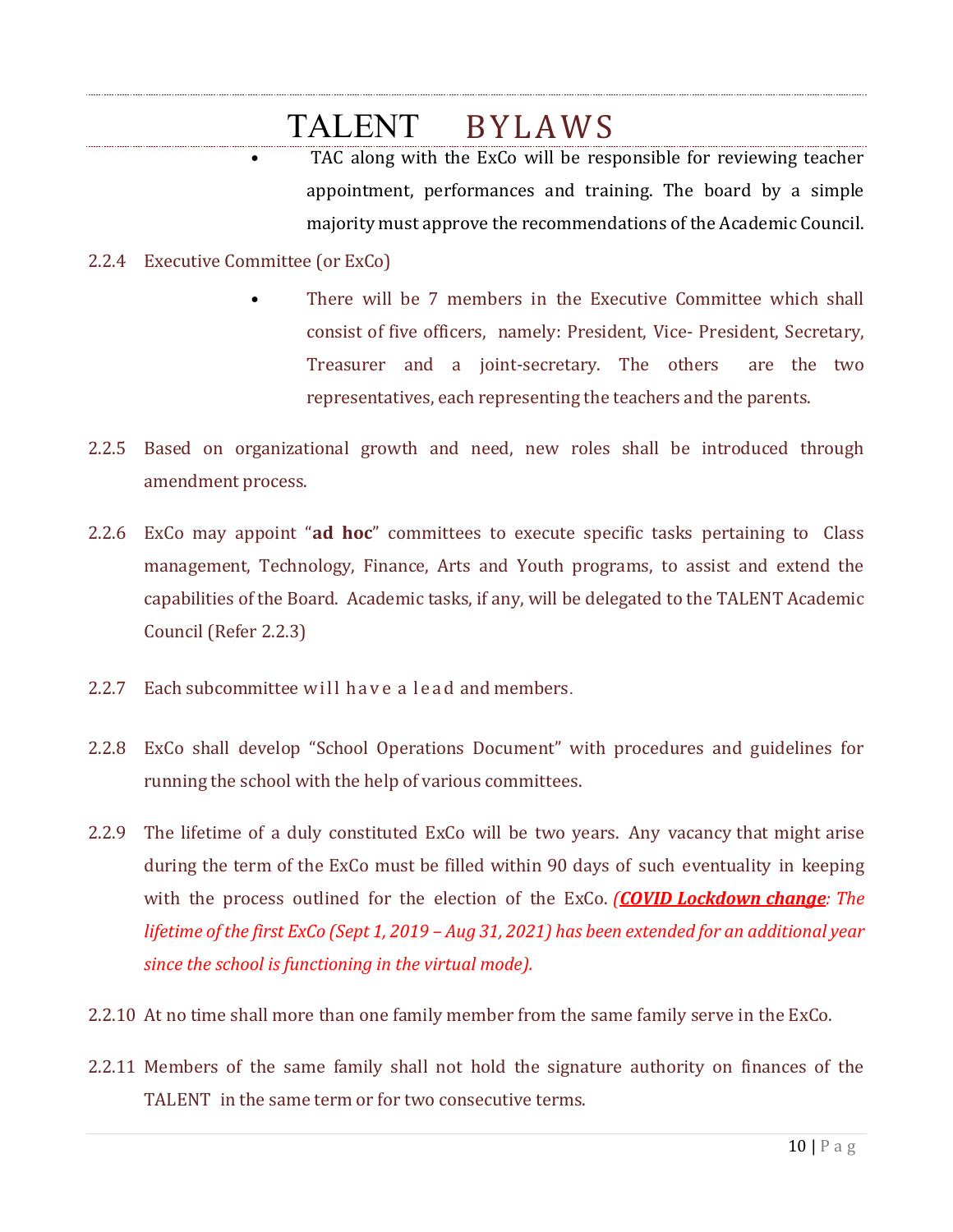- TAC along with the ExCo will be responsible for reviewing teacher appointment, performances and training. The board by a simple majority must approve the recommendations of the Academic Council.

2.2.4 Executive Committee (or ExCo)

- There will be 7 members in the Executive Committee which shall consist of five officers, namely: President, Vice- President, Secretary, Treasurer and a joint-secretary. The others are the two representatives, each representing the teachers and the parents.

2.2.5 Based on organizational growth and need, new roles shall be introduced through amendment process.

2.2.6 ExCo may appoint "**ad hoc**" committees to execute specific tasks pertaining to Class management, Technology, Finance, Arts and Youth programs, to assist and extend the capabilities of the Board. Academic tasks, if any, will be delegated to the TALENT Academic Council (Refer 2.2.3)

2.2.7 Each subcommittee will have a lead and members.

2.2.8 ExCo shall develop "School Operations Document" with procedures and guidelines for running the school with the help of various committees.

2.2.9 The lifetime of a duly constituted ExCo will be two years. Any vacancy that might arise during the term of the ExCo must be filled within 90 days of such eventuality in keeping with the process outlined for the election of the ExCo. *(**COVID Lockdown change**: The lifetime of the first ExCo (Sept 1, 2019 – Aug 31, 2021) has been extended for an additional year since the school is functioning in the virtual mode).*

2.2.10 At no time shall more than one family member from the same family serve in the ExCo.

2.2.11 Members of the same family shall not hold the signature authority on finances of the TALENT in the same term or for two consecutive terms.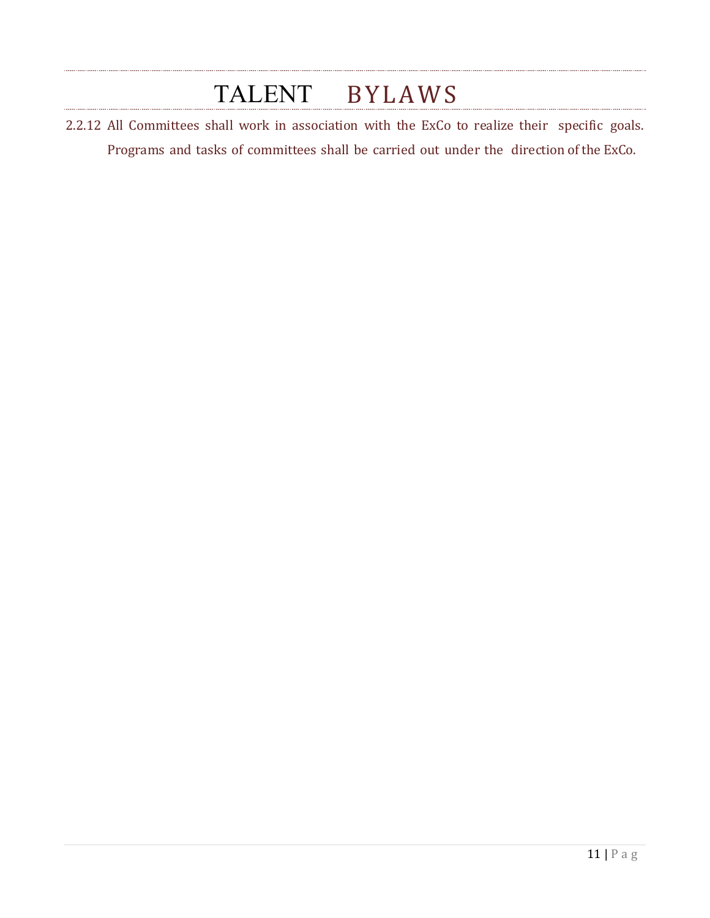2.2.12 All Committees shall work in association with the ExCo to realize their specific goals. Programs and tasks of committees shall be carried out under the direction of the ExCo.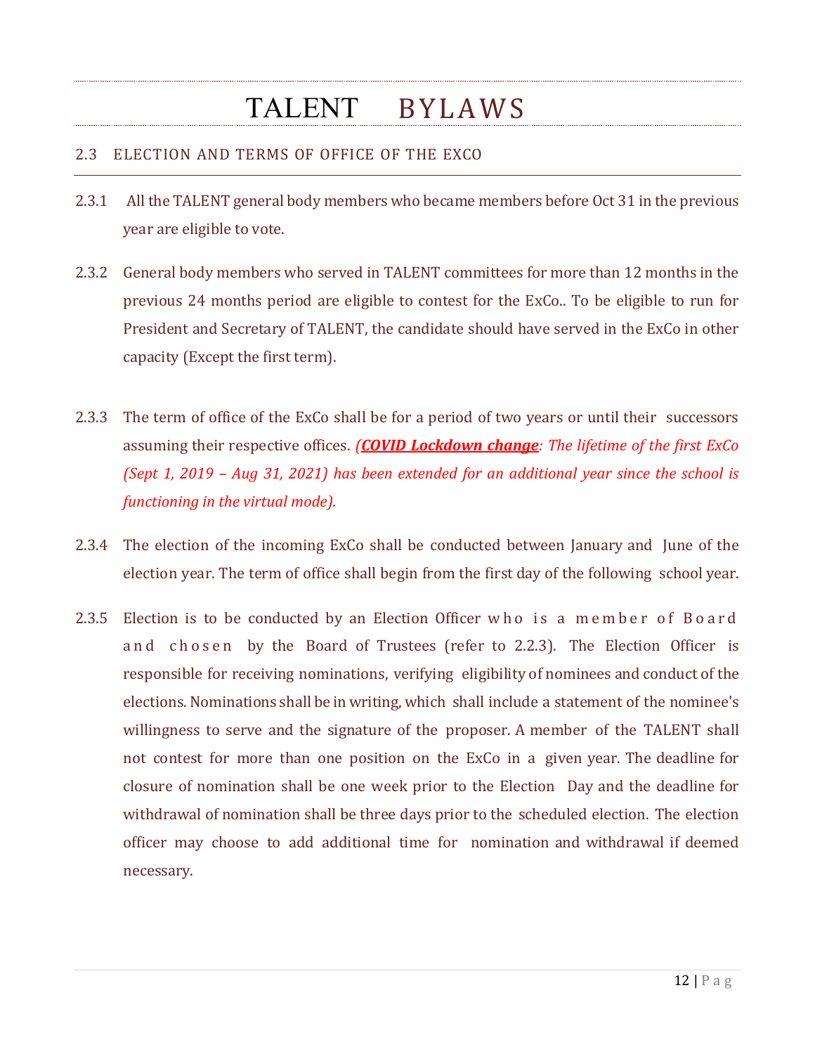## 2.3 ELECTION AND TERMS OF OFFICE OF THE EXCO

2.3.1 All the TALENT general body members who became members before Oct 31 in the previous year are eligible to vote.

2.3.2 General body members who served in TALENT committees for more than 12 months in the previous 24 months period are eligible to contest for the ExCo.. To be eligible to run for President and Secretary of TALENT, the candidate should have served in the ExCo in other capacity (Except the first term).

2.3.3 The term of office of the ExCo shall be for a period of two years or until their successors assuming their respective offices. *(**COVID Lockdown change**: The lifetime of the first ExCo (Sept 1, 2019 – Aug 31, 2021) has been extended for an additional year since the school is functioning in the virtual mode).*

2.3.4 The election of the incoming ExCo shall be conducted between January and June of the election year. The term of office shall begin from the first day of the following school year.

2.3.5 Election is to be conducted by an Election Officer who is a member of Board and chosen by the Board of Trustees (refer to 2.2.3). The Election Officer is responsible for receiving nominations, verifying eligibility of nominees and conduct of the elections. Nominations shall be in writing, which shall include a statement of the nominee's willingness to serve and the signature of the proposer. A member of the TALENT shall not contest for more than one position on the ExCo in a given year. The deadline for closure of nomination shall be one week prior to the Election Day and the deadline for withdrawal of nomination shall be three days prior to the scheduled election. The election officer may choose to add additional time for nomination and withdrawal if deemed necessary.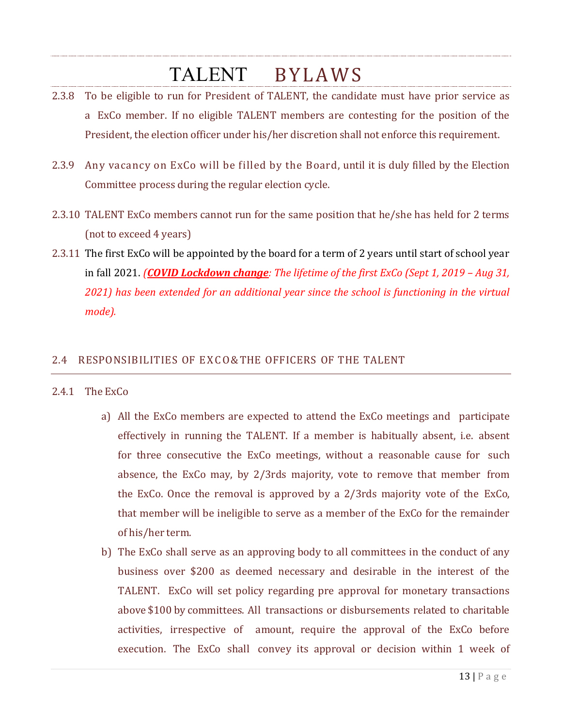2.3.8 To be eligible to run for President of TALENT, the candidate must have prior service as a ExCo member. If no eligible TALENT members are contesting for the position of the President, the election officer under his/her discretion shall not enforce this requirement.

2.3.9 Any vacancy on ExCo will be filled by the Board, until it is duly filled by the Election Committee process during the regular election cycle.

2.3.10 TALENT ExCo members cannot run for the same position that he/she has held for 2 terms (not to exceed 4 years)

2.3.11 The first ExCo will be appointed by the board for a term of 2 years until start of school year in fall 2021. ***(COVID Lockdown change**: The lifetime of the first ExCo (Sept 1, 2019 – Aug 31, 2021) has been extended for an additional year since the school is functioning in the virtual mode).*

## 2.4 RESPONSIBILITIES OF EXCO & THE OFFICERS OF THE TALENT

### 2.4.1 The ExCo

a) All the ExCo members are expected to attend the ExCo meetings and participate effectively in running the TALENT. If a member is habitually absent, i.e. absent for three consecutive the ExCo meetings, without a reasonable cause for such absence, the ExCo may, by 2/3rds majority, vote to remove that member from the ExCo. Once the removal is approved by a 2/3rds majority vote of the ExCo, that member will be ineligible to serve as a member of the ExCo for the remainder of his/her term.

b) The ExCo shall serve as an approving body to all committees in the conduct of any business over $200 as deemed necessary and desirable in the interest of the TALENT. ExCo will set policy regarding pre approval for monetary transactions above $100 by committees. All transactions or disbursements related to charitable activities, irrespective of amount, require the approval of the ExCo before execution. The ExCo shall convey its approval or decision within 1 week of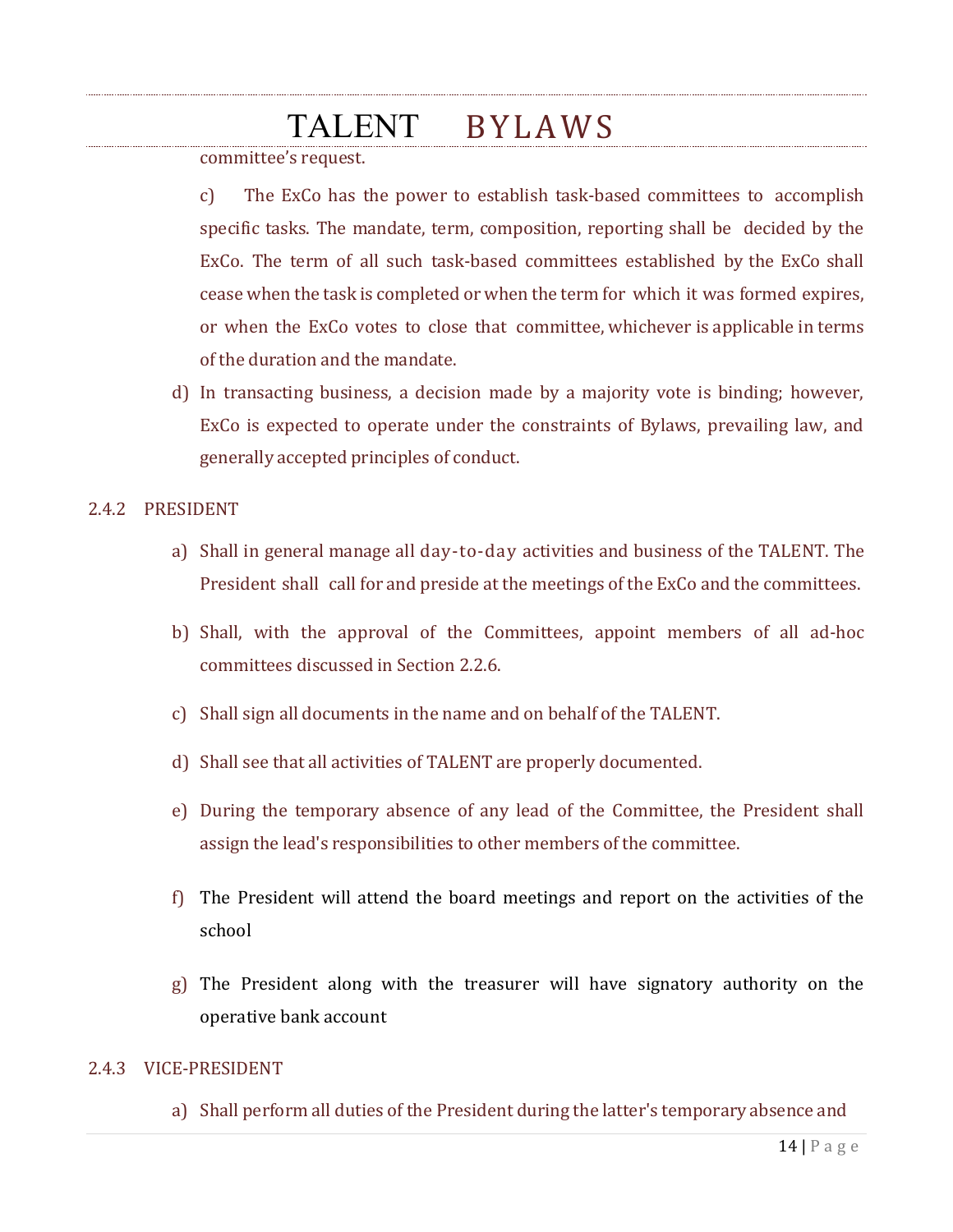committee's request.

c) The ExCo has the power to establish task-based committees to accomplish specific tasks. The mandate, term, composition, reporting shall be decided by the ExCo. The term of all such task-based committees established by the ExCo shall cease when the task is completed or when the term for which it was formed expires, or when the ExCo votes to close that committee, whichever is applicable in terms of the duration and the mandate.

d) In transacting business, a decision made by a majority vote is binding; however, ExCo is expected to operate under the constraints of Bylaws, prevailing law, and generally accepted principles of conduct.

### 2.4.2 PRESIDENT

a) Shall in general manage all day-to-day activities and business of the TALENT. The President shall call for and preside at the meetings of the ExCo and the committees.

b) Shall, with the approval of the Committees, appoint members of all ad-hoc committees discussed in Section 2.2.6.

c) Shall sign all documents in the name and on behalf of the TALENT.

d) Shall see that all activities of TALENT are properly documented.

e) During the temporary absence of any lead of the Committee, the President shall assign the lead's responsibilities to other members of the committee.

f) The President will attend the board meetings and report on the activities of the school

g) The President along with the treasurer will have signatory authority on the operative bank account

### 2.4.3 VICE-PRESIDENT

a) Shall perform all duties of the President during the latter's temporary absence and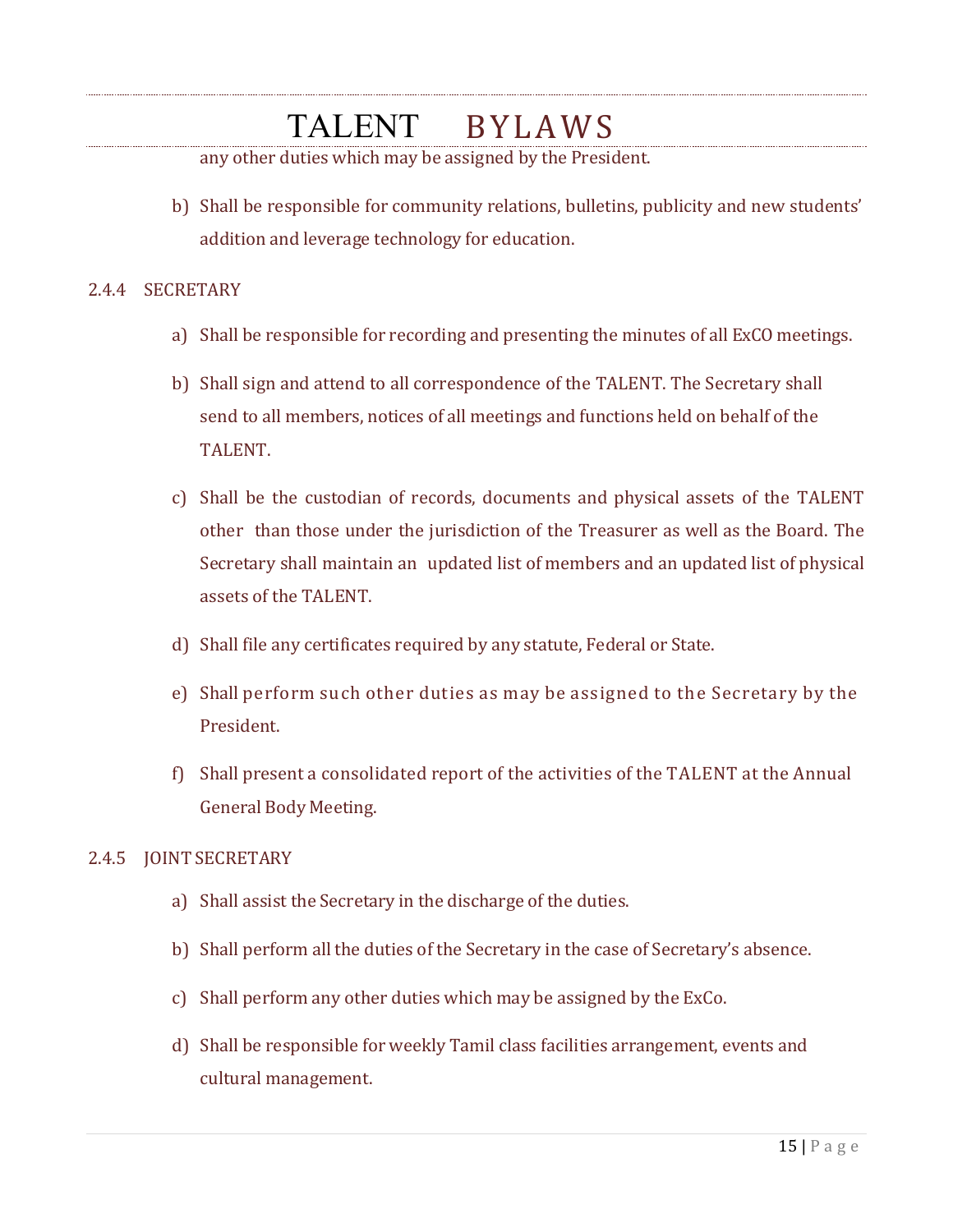any other duties which may be assigned by the President.

b) Shall be responsible for community relations, bulletins, publicity and new students' addition and leverage technology for education.

### 2.4.4 SECRETARY

a) Shall be responsible for recording and presenting the minutes of all ExCO meetings.

b) Shall sign and attend to all correspondence of the TALENT. The Secretary shall send to all members, notices of all meetings and functions held on behalf of the TALENT.

c) Shall be the custodian of records, documents and physical assets of the TALENT other than those under the jurisdiction of the Treasurer as well as the Board. The Secretary shall maintain an updated list of members and an updated list of physical assets of the TALENT.

d) Shall file any certificates required by any statute, Federal or State.

e) Shall perform such other duties as may be assigned to the Secretary by the President.

f) Shall present a consolidated report of the activities of the TALENT at the Annual General Body Meeting.

### 2.4.5 JOINT SECRETARY

a) Shall assist the Secretary in the discharge of the duties.

b) Shall perform all the duties of the Secretary in the case of Secretary's absence.

c) Shall perform any other duties which may be assigned by the ExCo.

d) Shall be responsible for weekly Tamil class facilities arrangement, events and cultural management.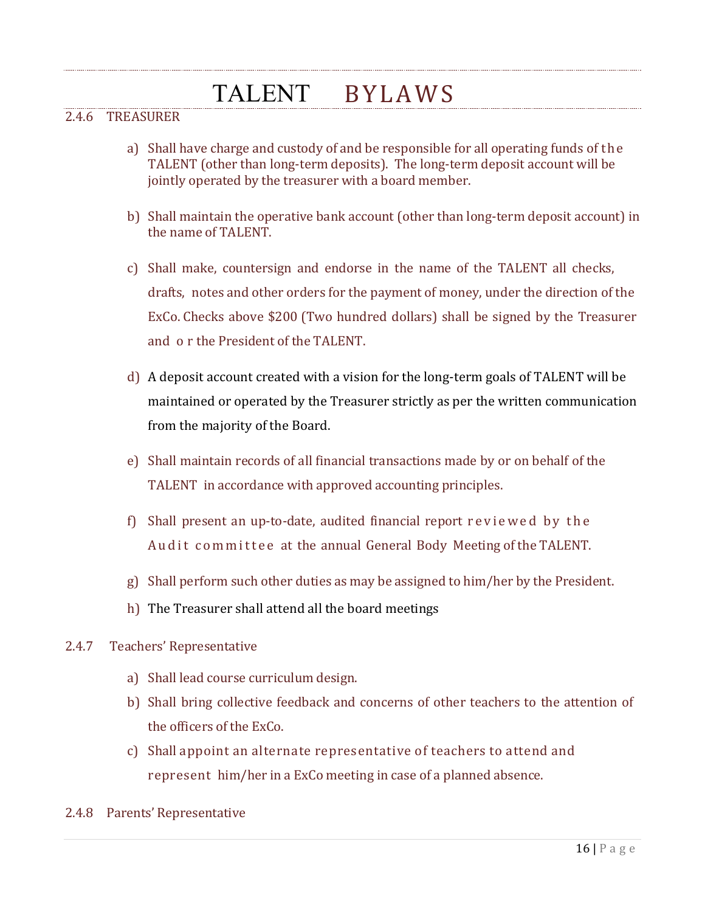### 2.4.6 TREASURER

a) Shall have charge and custody of and be responsible for all operating funds of the TALENT (other than long-term deposits). The long-term deposit account will be jointly operated by the treasurer with a board member.

b) Shall maintain the operative bank account (other than long-term deposit account) in the name of TALENT.

c) Shall make, countersign and endorse in the name of the TALENT all checks, drafts, notes and other orders for the payment of money, under the direction of the ExCo. Checks above $200 (Two hundred dollars) shall be signed by the Treasurer and or the President of the TALENT.

d) A deposit account created with a vision for the long-term goals of TALENT will be maintained or operated by the Treasurer strictly as per the written communication from the majority of the Board.

e) Shall maintain records of all financial transactions made by or on behalf of the TALENT in accordance with approved accounting principles.

f) Shall present an up-to-date, audited financial report reviewed by the Audit committee at the annual General Body Meeting of the TALENT.

g) Shall perform such other duties as may be assigned to him/her by the President.

h) The Treasurer shall attend all the board meetings

### 2.4.7 Teachers' Representative

a) Shall lead course curriculum design.

b) Shall bring collective feedback and concerns of other teachers to the attention of the officers of the ExCo.

c) Shall appoint an alternate representative of teachers to attend and represent him/her in a ExCo meeting in case of a planned absence.

### 2.4.8 Parents' Representative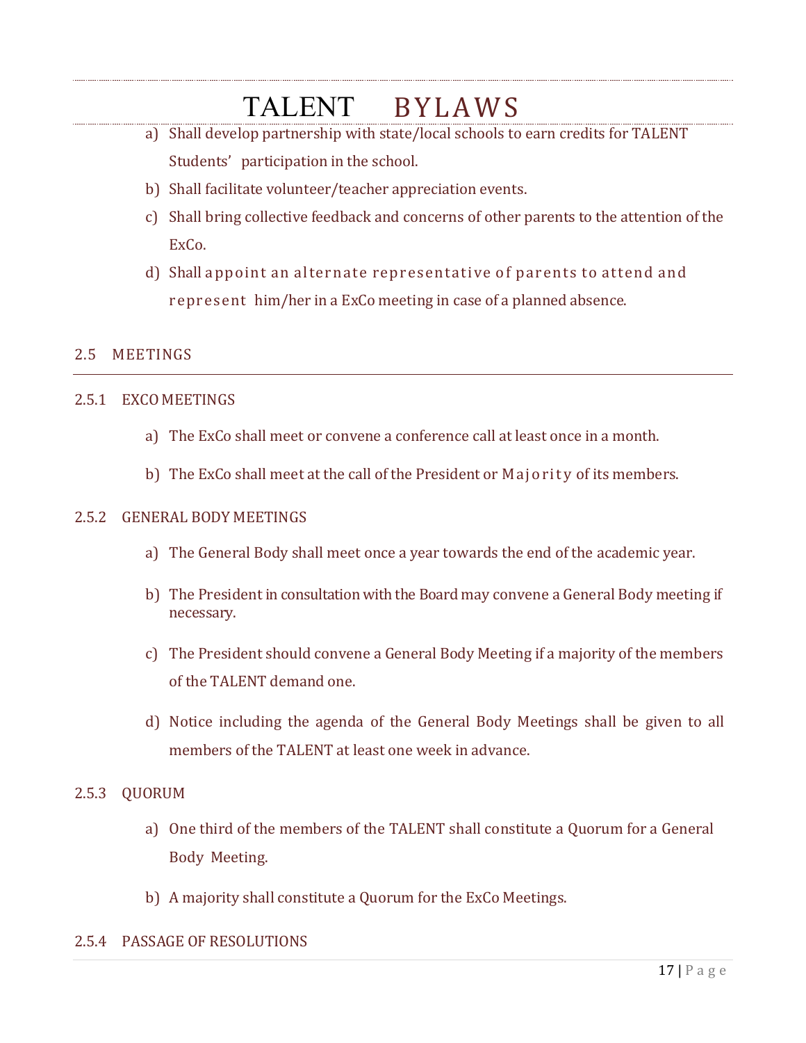a) Shall develop partnership with state/local schools to earn credits for TALENT Students' participation in the school.
b) Shall facilitate volunteer/teacher appreciation events.
c) Shall bring collective feedback and concerns of other parents to the attention of the ExCo.
d) Shall appoint an alternate representative of parents to attend and represent him/her in a ExCo meeting in case of a planned absence.

## 2.5 MEETINGS

### 2.5.1 EXCO MEETINGS

a) The ExCo shall meet or convene a conference call at least once in a month.

b) The ExCo shall meet at the call of the President or Majority of its members.

### 2.5.2 GENERAL BODY MEETINGS

a) The General Body shall meet once a year towards the end of the academic year.

b) The President in consultation with the Board may convene a General Body meeting if necessary.

c) The President should convene a General Body Meeting if a majority of the members of the TALENT demand one.

d) Notice including the agenda of the General Body Meetings shall be given to all members of the TALENT at least one week in advance.

### 2.5.3 QUORUM

a) One third of the members of the TALENT shall constitute a Quorum for a General Body Meeting.

b) A majority shall constitute a Quorum for the ExCo Meetings.

### 2.5.4 PASSAGE OF RESOLUTIONS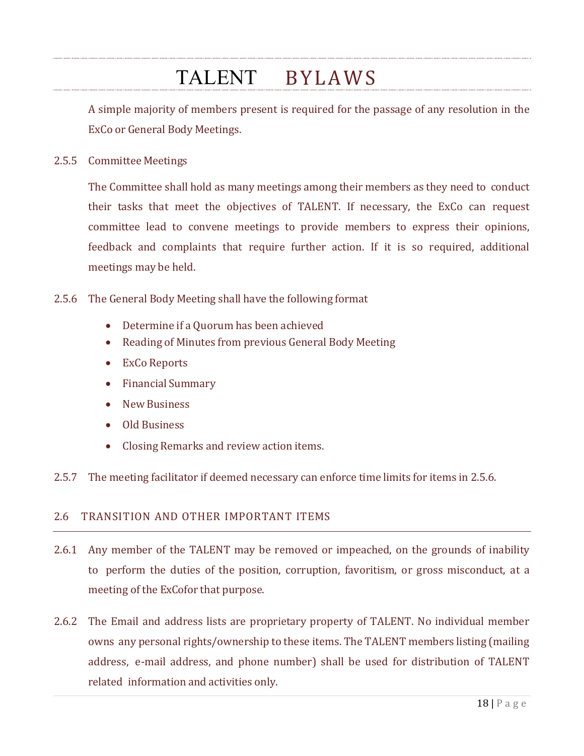A simple majority of members present is required for the passage of any resolution in the ExCo or General Body Meetings.

2.5.5 Committee Meetings

The Committee shall hold as many meetings among their members as they need to conduct their tasks that meet the objectives of TALENT. If necessary, the ExCo can request committee lead to convene meetings to provide members to express their opinions, feedback and complaints that require further action. If it is so required, additional meetings may be held.

2.5.6 The General Body Meeting shall have the following format

- Determine if a Quorum has been achieved
- Reading of Minutes from previous General Body Meeting
- ExCo Reports
- Financial Summary
- New Business
- Old Business
- Closing Remarks and review action items.

2.5.7 The meeting facilitator if deemed necessary can enforce time limits for items in 2.5.6.

## 2.6 TRANSITION AND OTHER IMPORTANT ITEMS

2.6.1 Any member of the TALENT may be removed or impeached, on the grounds of inability to perform the duties of the position, corruption, favoritism, or gross misconduct, at a meeting of the ExCofor that purpose.

2.6.2 The Email and address lists are proprietary property of TALENT. No individual member owns any personal rights/ownership to these items. The TALENT members listing (mailing address, e-mail address, and phone number) shall be used for distribution of TALENT related information and activities only.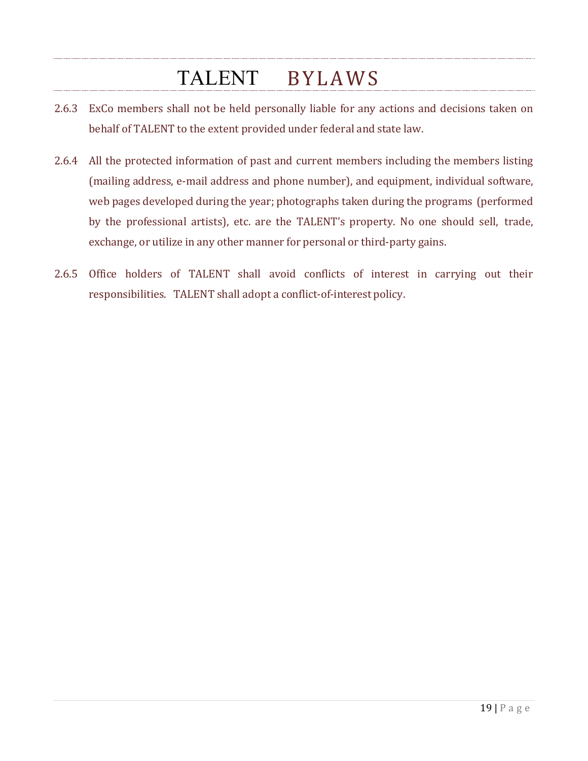2.6.3 ExCo members shall not be held personally liable for any actions and decisions taken on behalf of TALENT to the extent provided under federal and state law.

2.6.4 All the protected information of past and current members including the members listing (mailing address, e-mail address and phone number), and equipment, individual software, web pages developed during the year; photographs taken during the programs (performed by the professional artists), etc. are the TALENT's property. No one should sell, trade, exchange, or utilize in any other manner for personal or third-party gains.

2.6.5 Office holders of TALENT shall avoid conflicts of interest in carrying out their responsibilities. TALENT shall adopt a conflict-of-interest policy.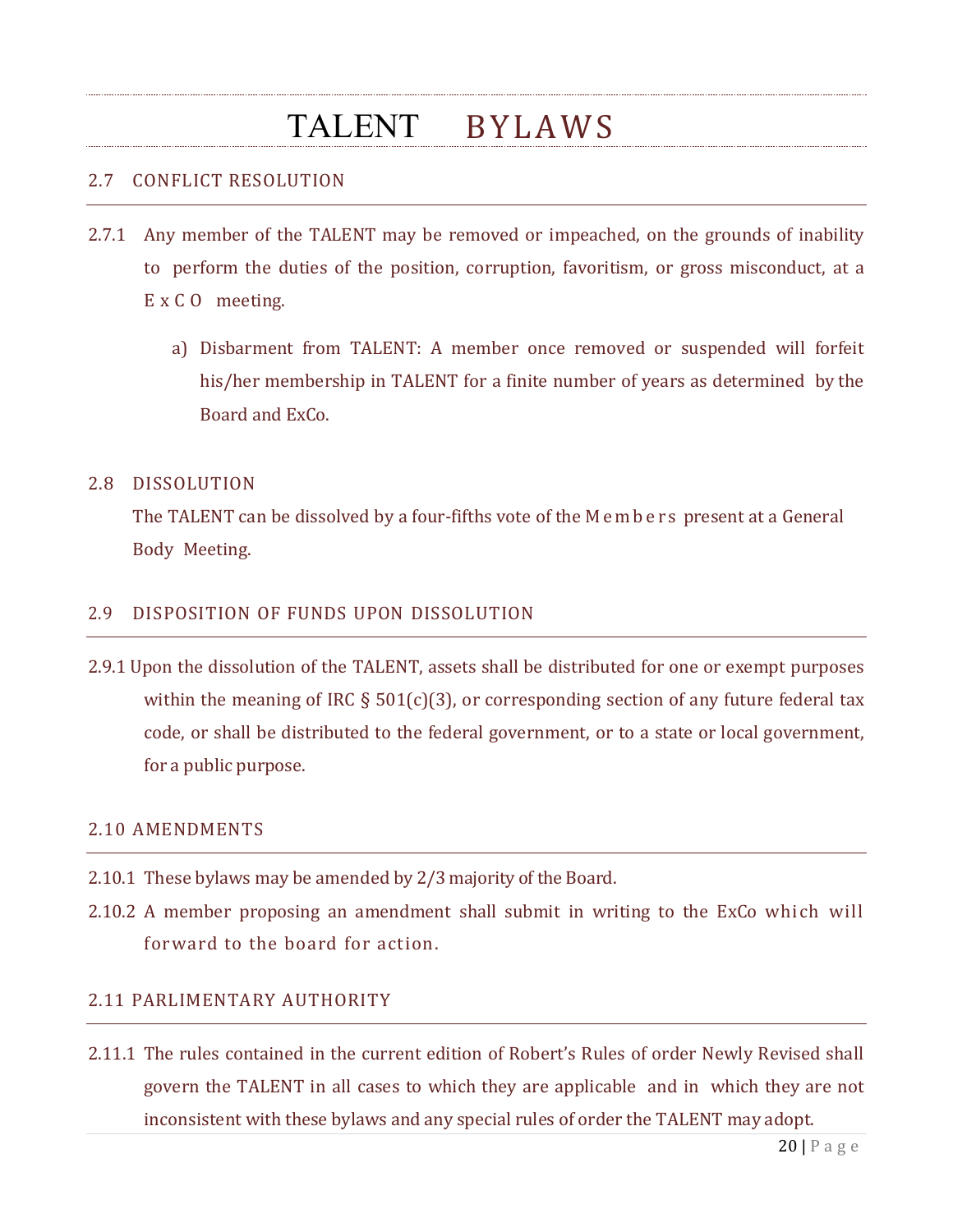## 2.7 CONFLICT RESOLUTION

2.7.1 Any member of the TALENT may be removed or impeached, on the grounds of inability to perform the duties of the position, corruption, favoritism, or gross misconduct, at a ExCO meeting.

a) Disbarment from TALENT: A member once removed or suspended will forfeit his/her membership in TALENT for a finite number of years as determined by the Board and ExCo.

## 2.8 DISSOLUTION

The TALENT can be dissolved by a four-fifths vote of the Members present at a General Body Meeting.

## 2.9 DISPOSITION OF FUNDS UPON DISSOLUTION

2.9.1 Upon the dissolution of the TALENT, assets shall be distributed for one or exempt purposes within the meaning of IRC § 501(c)(3), or corresponding section of any future federal tax code, or shall be distributed to the federal government, or to a state or local government, for a public purpose.

## 2.10 AMENDMENTS

2.10.1 These bylaws may be amended by 2/3 majority of the Board.

2.10.2 A member proposing an amendment shall submit in writing to the ExCo which will forward to the board for action.

## 2.11 PARLIMENTARY AUTHORITY

2.11.1 The rules contained in the current edition of Robert's Rules of order Newly Revised shall govern the TALENT in all cases to which they are applicable and in which they are not inconsistent with these bylaws and any special rules of order the TALENT may adopt.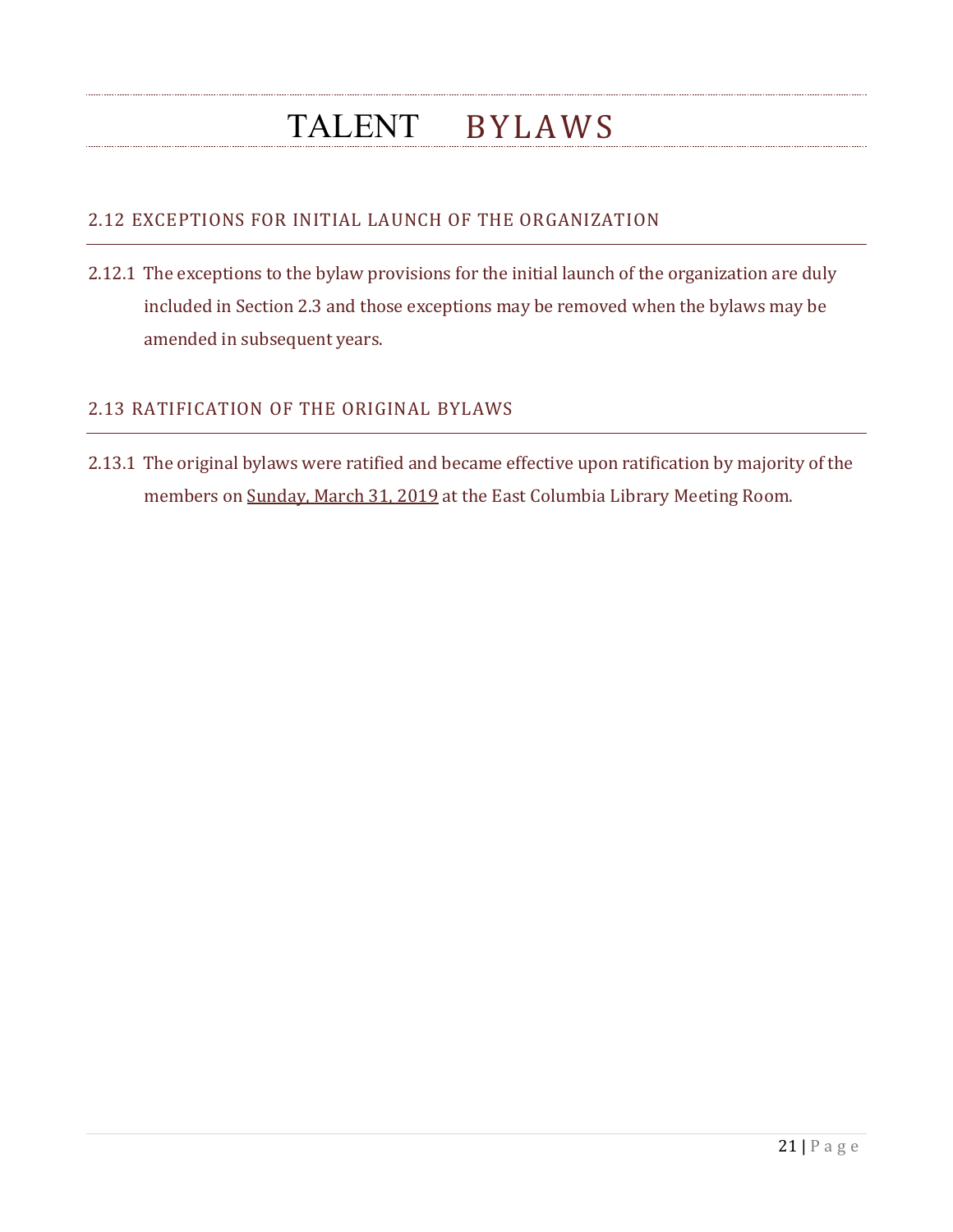## 2.12 EXCEPTIONS FOR INITIAL LAUNCH OF THE ORGANIZATION

2.12.1 The exceptions to the bylaw provisions for the initial launch of the organization are duly included in Section 2.3 and those exceptions may be removed when the bylaws may be amended in subsequent years.

## 2.13 RATIFICATION OF THE ORIGINAL BYLAWS

2.13.1 The original bylaws were ratified and became effective upon ratification by majority of the members on <u>Sunday, March 31, 2019</u> at the East Columbia Library Meeting Room.